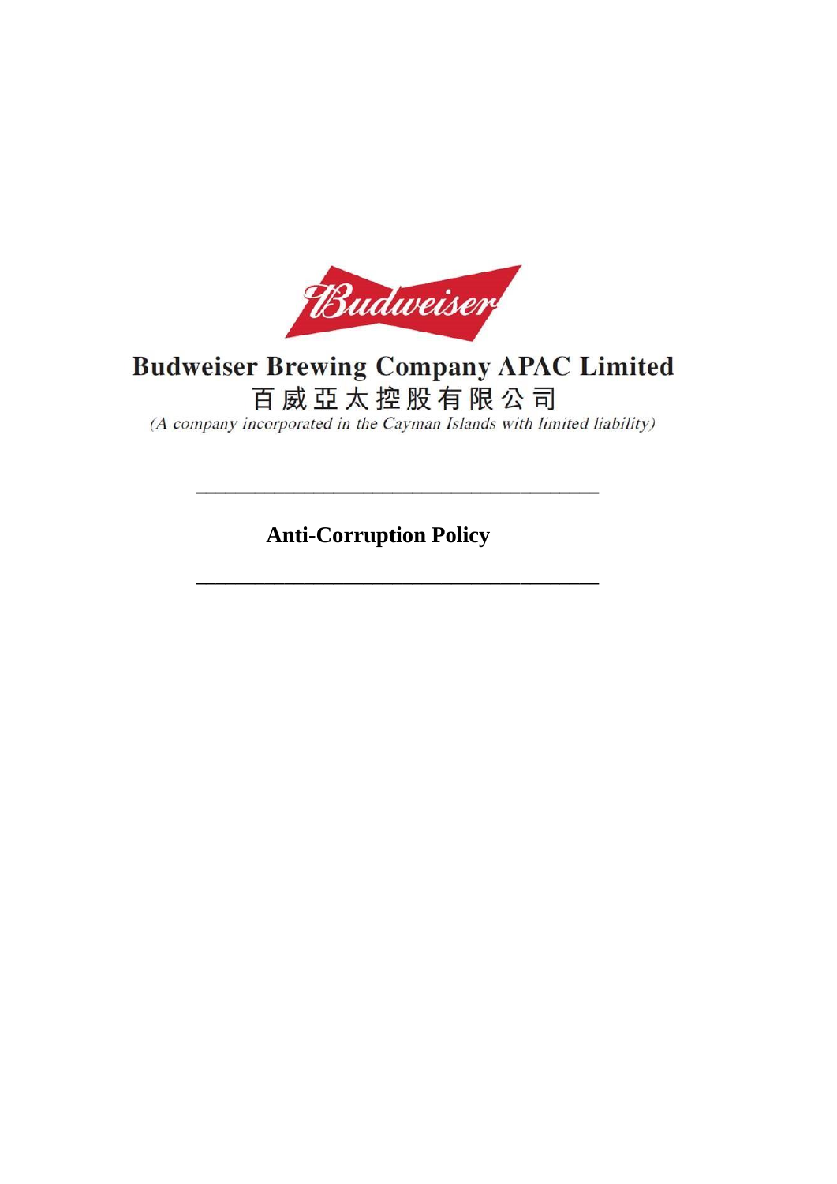Budweiser

# Budweiser Brewing Company APAC Limited

百威亞太控股有限公司

*(A company incorporated in the Cayman Islands with limited liability)*

---

**Anti-Corruption Policy**

---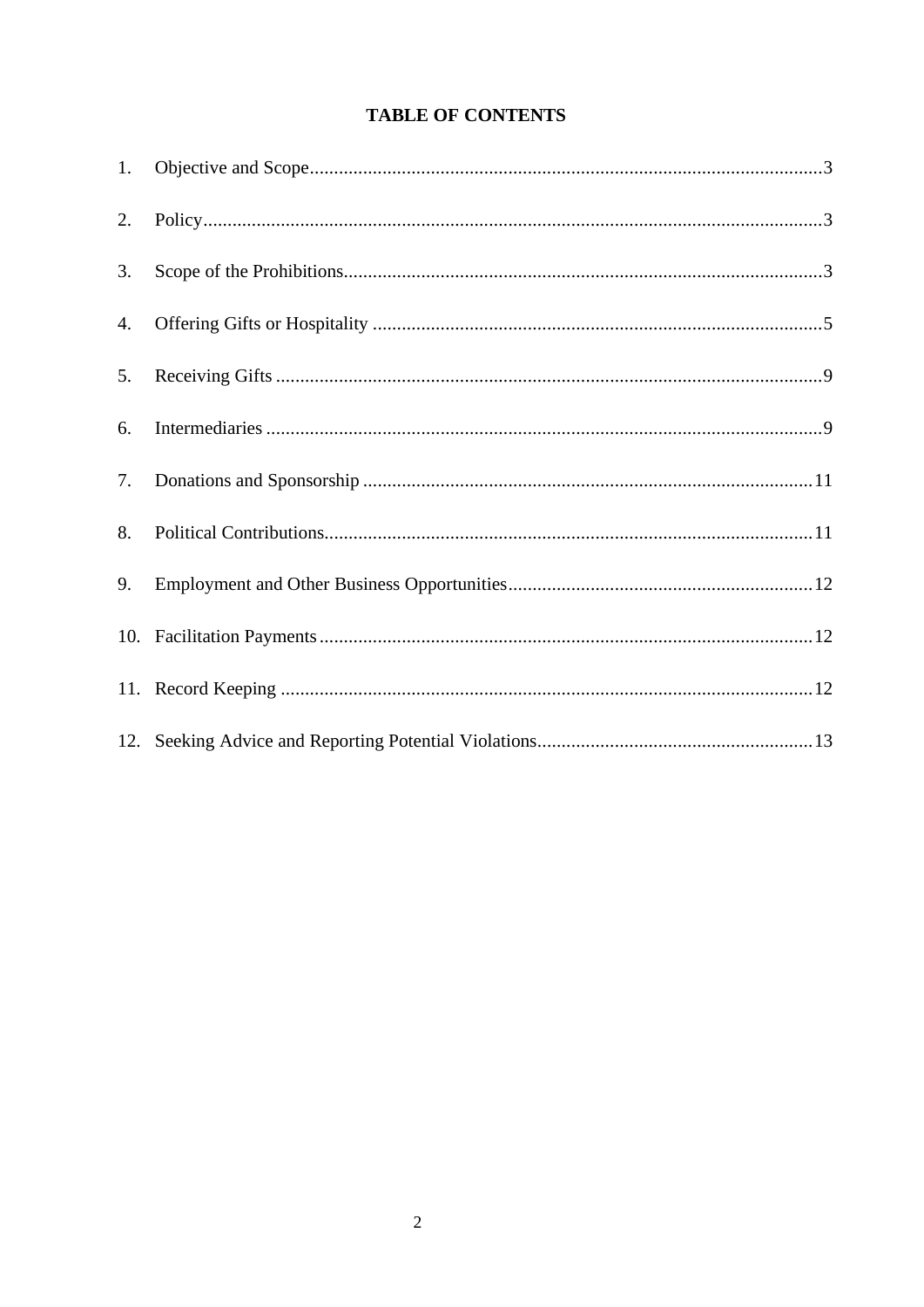# TABLE OF CONTENTS

1. Objective and Scope ... 3
2. Policy ... 3
3. Scope of the Prohibitions ... 3
4. Offering Gifts or Hospitality ... 5
5. Receiving Gifts ... 9
6. Intermediaries ... 9
7. Donations and Sponsorship ... 11
8. Political Contributions ... 11
9. Employment and Other Business Opportunities ... 12
10. Facilitation Payments ... 12
11. Record Keeping ... 12
12. Seeking Advice and Reporting Potential Violations ... 13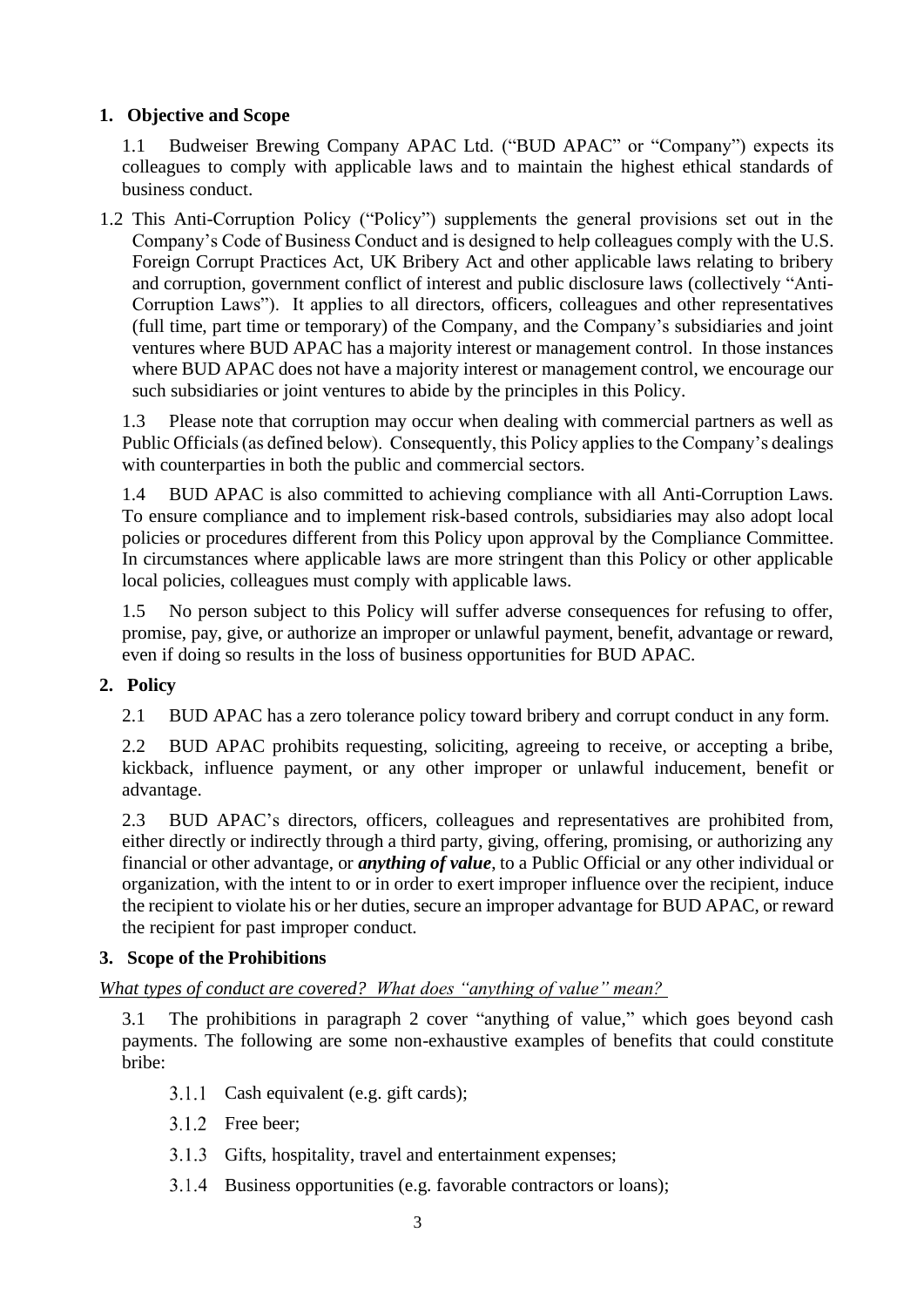## 1. Objective and Scope

1.1 Budweiser Brewing Company APAC Ltd. ("BUD APAC" or "Company") expects its colleagues to comply with applicable laws and to maintain the highest ethical standards of business conduct.

1.2 This Anti-Corruption Policy ("Policy") supplements the general provisions set out in the Company's Code of Business Conduct and is designed to help colleagues comply with the U.S. Foreign Corrupt Practices Act, UK Bribery Act and other applicable laws relating to bribery and corruption, government conflict of interest and public disclosure laws (collectively "Anti-Corruption Laws"). It applies to all directors, officers, colleagues and other representatives (full time, part time or temporary) of the Company, and the Company's subsidiaries and joint ventures where BUD APAC has a majority interest or management control. In those instances where BUD APAC does not have a majority interest or management control, we encourage our such subsidiaries or joint ventures to abide by the principles in this Policy.

1.3 Please note that corruption may occur when dealing with commercial partners as well as Public Officials (as defined below). Consequently, this Policy applies to the Company's dealings with counterparties in both the public and commercial sectors.

1.4 BUD APAC is also committed to achieving compliance with all Anti-Corruption Laws. To ensure compliance and to implement risk-based controls, subsidiaries may also adopt local policies or procedures different from this Policy upon approval by the Compliance Committee. In circumstances where applicable laws are more stringent than this Policy or other applicable local policies, colleagues must comply with applicable laws.

1.5 No person subject to this Policy will suffer adverse consequences for refusing to offer, promise, pay, give, or authorize an improper or unlawful payment, benefit, advantage or reward, even if doing so results in the loss of business opportunities for BUD APAC.

## 2. Policy

2.1 BUD APAC has a zero tolerance policy toward bribery and corrupt conduct in any form.

2.2 BUD APAC prohibits requesting, soliciting, agreeing to receive, or accepting a bribe, kickback, influence payment, or any other improper or unlawful inducement, benefit or advantage.

2.3 BUD APAC's directors, officers, colleagues and representatives are prohibited from, either directly or indirectly through a third party, giving, offering, promising, or authorizing any financial or other advantage, or ***anything of value***, to a Public Official or any other individual or organization, with the intent to or in order to exert improper influence over the recipient, induce the recipient to violate his or her duties, secure an improper advantage for BUD APAC, or reward the recipient for past improper conduct.

## 3. Scope of the Prohibitions

*What types of conduct are covered? What does "anything of value" mean?*

3.1 The prohibitions in paragraph 2 cover "anything of value," which goes beyond cash payments. The following are some non-exhaustive examples of benefits that could constitute bribe:

3.1.1 Cash equivalent (e.g. gift cards);

3.1.2 Free beer;

3.1.3 Gifts, hospitality, travel and entertainment expenses;

3.1.4 Business opportunities (e.g. favorable contractors or loans);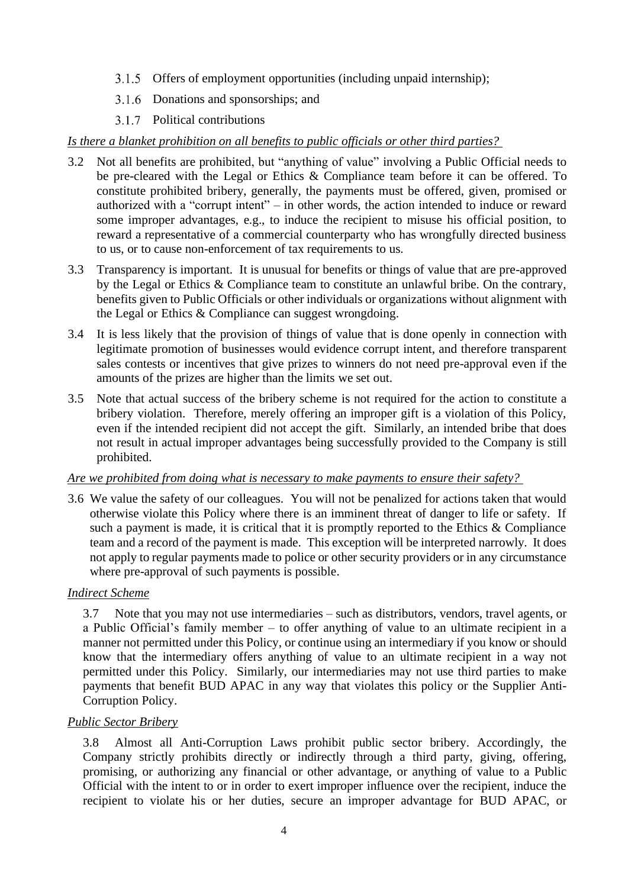3.1.5 Offers of employment opportunities (including unpaid internship);

3.1.6 Donations and sponsorships; and

3.1.7 Political contributions

*Is there a blanket prohibition on all benefits to public officials or other third parties?*

3.2 Not all benefits are prohibited, but "anything of value" involving a Public Official needs to be pre-cleared with the Legal or Ethics & Compliance team before it can be offered. To constitute prohibited bribery, generally, the payments must be offered, given, promised or authorized with a "corrupt intent" – in other words, the action intended to induce or reward some improper advantages, e.g., to induce the recipient to misuse his official position, to reward a representative of a commercial counterparty who has wrongfully directed business to us, or to cause non-enforcement of tax requirements to us.

3.3 Transparency is important. It is unusual for benefits or things of value that are pre-approved by the Legal or Ethics & Compliance team to constitute an unlawful bribe. On the contrary, benefits given to Public Officials or other individuals or organizations without alignment with the Legal or Ethics & Compliance can suggest wrongdoing.

3.4 It is less likely that the provision of things of value that is done openly in connection with legitimate promotion of businesses would evidence corrupt intent, and therefore transparent sales contests or incentives that give prizes to winners do not need pre-approval even if the amounts of the prizes are higher than the limits we set out.

3.5 Note that actual success of the bribery scheme is not required for the action to constitute a bribery violation. Therefore, merely offering an improper gift is a violation of this Policy, even if the intended recipient did not accept the gift. Similarly, an intended bribe that does not result in actual improper advantages being successfully provided to the Company is still prohibited.

*Are we prohibited from doing what is necessary to make payments to ensure their safety?*

3.6 We value the safety of our colleagues. You will not be penalized for actions taken that would otherwise violate this Policy where there is an imminent threat of danger to life or safety. If such a payment is made, it is critical that it is promptly reported to the Ethics & Compliance team and a record of the payment is made. This exception will be interpreted narrowly. It does not apply to regular payments made to police or other security providers or in any circumstance where pre-approval of such payments is possible.

*Indirect Scheme*

3.7 Note that you may not use intermediaries – such as distributors, vendors, travel agents, or a Public Official's family member – to offer anything of value to an ultimate recipient in a manner not permitted under this Policy, or continue using an intermediary if you know or should know that the intermediary offers anything of value to an ultimate recipient in a way not permitted under this Policy. Similarly, our intermediaries may not use third parties to make payments that benefit BUD APAC in any way that violates this policy or the Supplier Anti-Corruption Policy.

*Public Sector Bribery*

3.8 Almost all Anti-Corruption Laws prohibit public sector bribery. Accordingly, the Company strictly prohibits directly or indirectly through a third party, giving, offering, promising, or authorizing any financial or other advantage, or anything of value to a Public Official with the intent to or in order to exert improper influence over the recipient, induce the recipient to violate his or her duties, secure an improper advantage for BUD APAC, or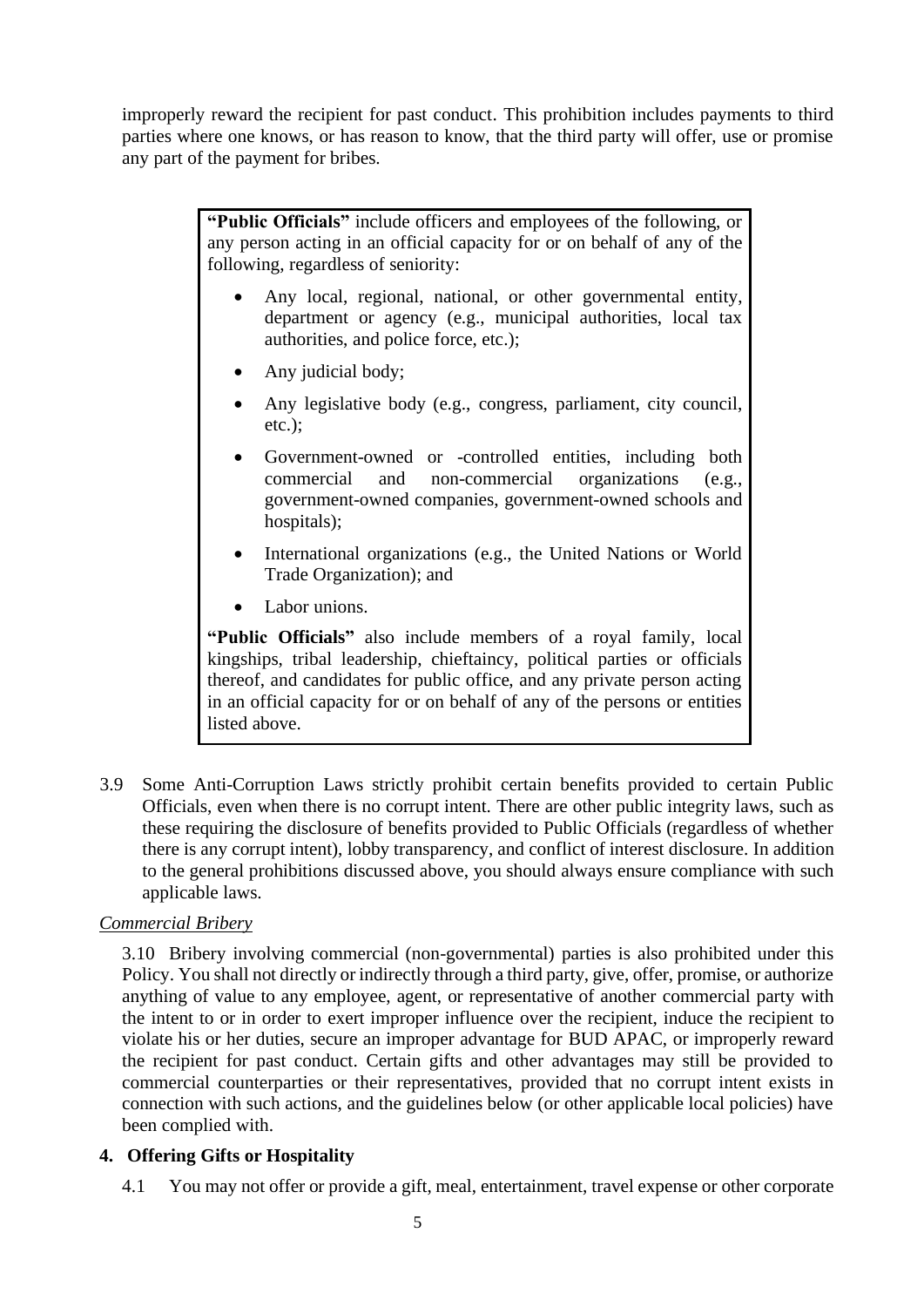improperly reward the recipient for past conduct. This prohibition includes payments to third parties where one knows, or has reason to know, that the third party will offer, use or promise any part of the payment for bribes.

> **"Public Officials"** include officers and employees of the following, or any person acting in an official capacity for or on behalf of any of the following, regardless of seniority:
>
> - Any local, regional, national, or other governmental entity, department or agency (e.g., municipal authorities, local tax authorities, and police force, etc.);
> - Any judicial body;
> - Any legislative body (e.g., congress, parliament, city council, etc.);
> - Government-owned or -controlled entities, including both commercial and non-commercial organizations (e.g., government-owned companies, government-owned schools and hospitals);
> - International organizations (e.g., the United Nations or World Trade Organization); and
> - Labor unions.
>
> **"Public Officials"** also include members of a royal family, local kingships, tribal leadership, chieftaincy, political parties or officials thereof, and candidates for public office, and any private person acting in an official capacity for or on behalf of any of the persons or entities listed above.

3.9 Some Anti-Corruption Laws strictly prohibit certain benefits provided to certain Public Officials, even when there is no corrupt intent. There are other public integrity laws, such as these requiring the disclosure of benefits provided to Public Officials (regardless of whether there is any corrupt intent), lobby transparency, and conflict of interest disclosure. In addition to the general prohibitions discussed above, you should always ensure compliance with such applicable laws.

*Commercial Bribery*

3.10 Bribery involving commercial (non-governmental) parties is also prohibited under this Policy. You shall not directly or indirectly through a third party, give, offer, promise, or authorize anything of value to any employee, agent, or representative of another commercial party with the intent to or in order to exert improper influence over the recipient, induce the recipient to violate his or her duties, secure an improper advantage for BUD APAC, or improperly reward the recipient for past conduct. Certain gifts and other advantages may still be provided to commercial counterparties or their representatives, provided that no corrupt intent exists in connection with such actions, and the guidelines below (or other applicable local policies) have been complied with.

## 4. Offering Gifts or Hospitality

4.1 You may not offer or provide a gift, meal, entertainment, travel expense or other corporate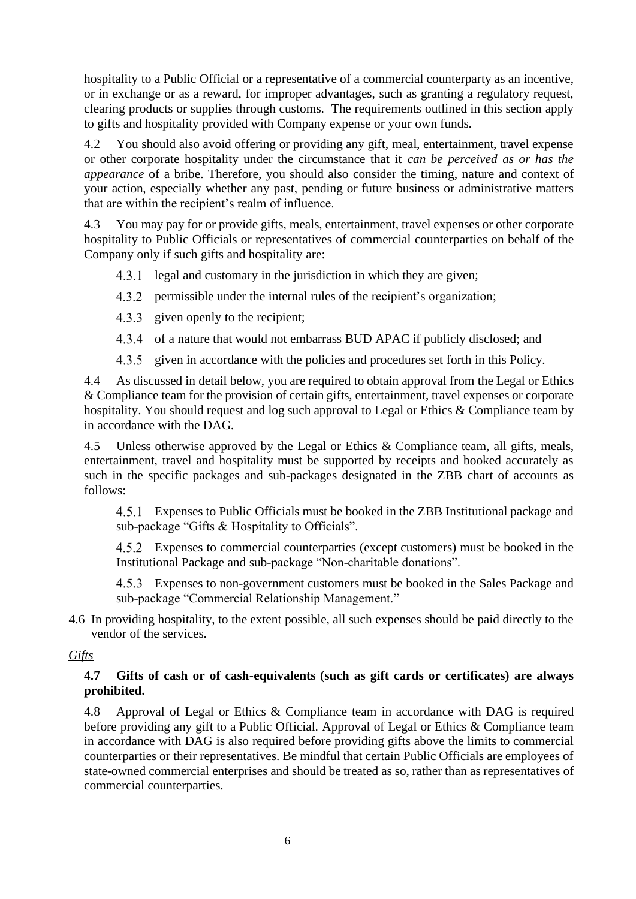hospitality to a Public Official or a representative of a commercial counterparty as an incentive, or in exchange or as a reward, for improper advantages, such as granting a regulatory request, clearing products or supplies through customs. The requirements outlined in this section apply to gifts and hospitality provided with Company expense or your own funds.

4.2 You should also avoid offering or providing any gift, meal, entertainment, travel expense or other corporate hospitality under the circumstance that it *can be perceived as or has the appearance* of a bribe. Therefore, you should also consider the timing, nature and context of your action, especially whether any past, pending or future business or administrative matters that are within the recipient's realm of influence.

4.3 You may pay for or provide gifts, meals, entertainment, travel expenses or other corporate hospitality to Public Officials or representatives of commercial counterparties on behalf of the Company only if such gifts and hospitality are:

4.3.1 legal and customary in the jurisdiction in which they are given;

4.3.2 permissible under the internal rules of the recipient's organization;

4.3.3 given openly to the recipient;

4.3.4 of a nature that would not embarrass BUD APAC if publicly disclosed; and

4.3.5 given in accordance with the policies and procedures set forth in this Policy.

4.4 As discussed in detail below, you are required to obtain approval from the Legal or Ethics & Compliance team for the provision of certain gifts, entertainment, travel expenses or corporate hospitality. You should request and log such approval to Legal or Ethics & Compliance team by in accordance with the DAG.

4.5 Unless otherwise approved by the Legal or Ethics & Compliance team, all gifts, meals, entertainment, travel and hospitality must be supported by receipts and booked accurately as such in the specific packages and sub-packages designated in the ZBB chart of accounts as follows:

4.5.1 Expenses to Public Officials must be booked in the ZBB Institutional package and sub-package "Gifts & Hospitality to Officials".

4.5.2 Expenses to commercial counterparties (except customers) must be booked in the Institutional Package and sub-package "Non-charitable donations".

4.5.3 Expenses to non-government customers must be booked in the Sales Package and sub-package "Commercial Relationship Management."

4.6 In providing hospitality, to the extent possible, all such expenses should be paid directly to the vendor of the services.

*Gifts*

**4.7 Gifts of cash or of cash-equivalents (such as gift cards or certificates) are always prohibited.**

4.8 Approval of Legal or Ethics & Compliance team in accordance with DAG is required before providing any gift to a Public Official. Approval of Legal or Ethics & Compliance team in accordance with DAG is also required before providing gifts above the limits to commercial counterparties or their representatives. Be mindful that certain Public Officials are employees of state-owned commercial enterprises and should be treated as so, rather than as representatives of commercial counterparties.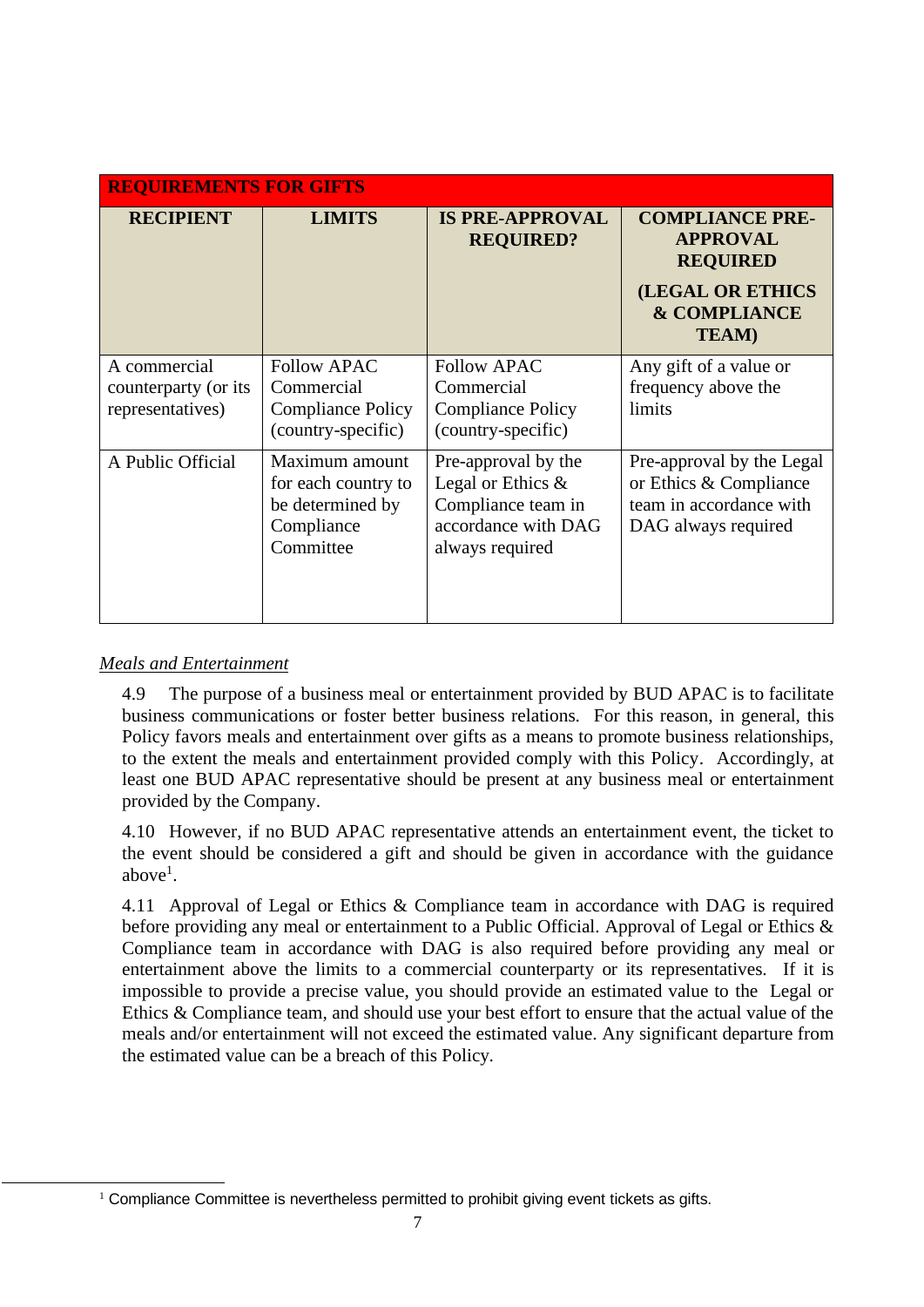| REQUIREMENTS FOR GIFTS | | | |
|---|---|---|---|
| **RECIPIENT** | **LIMITS** | **IS PRE-APPROVAL REQUIRED?** | **COMPLIANCE PRE-APPROVAL REQUIRED (LEGAL OR ETHICS & COMPLIANCE TEAM)** |
| A commercial counterparty (or its representatives) | Follow APAC Commercial Compliance Policy (country-specific) | Follow APAC Commercial Compliance Policy (country-specific) | Any gift of a value or frequency above the limits |
| A Public Official | Maximum amount for each country to be determined by Compliance Committee | Pre-approval by the Legal or Ethics & Compliance team in accordance with DAG always required | Pre-approval by the Legal or Ethics & Compliance team in accordance with DAG always required |

*Meals and Entertainment*

4.9 The purpose of a business meal or entertainment provided by BUD APAC is to facilitate business communications or foster better business relations. For this reason, in general, this Policy favors meals and entertainment over gifts as a means to promote business relationships, to the extent the meals and entertainment provided comply with this Policy. Accordingly, at least one BUD APAC representative should be present at any business meal or entertainment provided by the Company.

4.10 However, if no BUD APAC representative attends an entertainment event, the ticket to the event should be considered a gift and should be given in accordance with the guidance above[1].

4.11 Approval of Legal or Ethics & Compliance team in accordance with DAG is required before providing any meal or entertainment to a Public Official. Approval of Legal or Ethics & Compliance team in accordance with DAG is also required before providing any meal or entertainment above the limits to a commercial counterparty or its representatives. If it is impossible to provide a precise value, you should provide an estimated value to the Legal or Ethics & Compliance team, and should use your best effort to ensure that the actual value of the meals and/or entertainment will not exceed the estimated value. Any significant departure from the estimated value can be a breach of this Policy.

[1] Compliance Committee is nevertheless permitted to prohibit giving event tickets as gifts.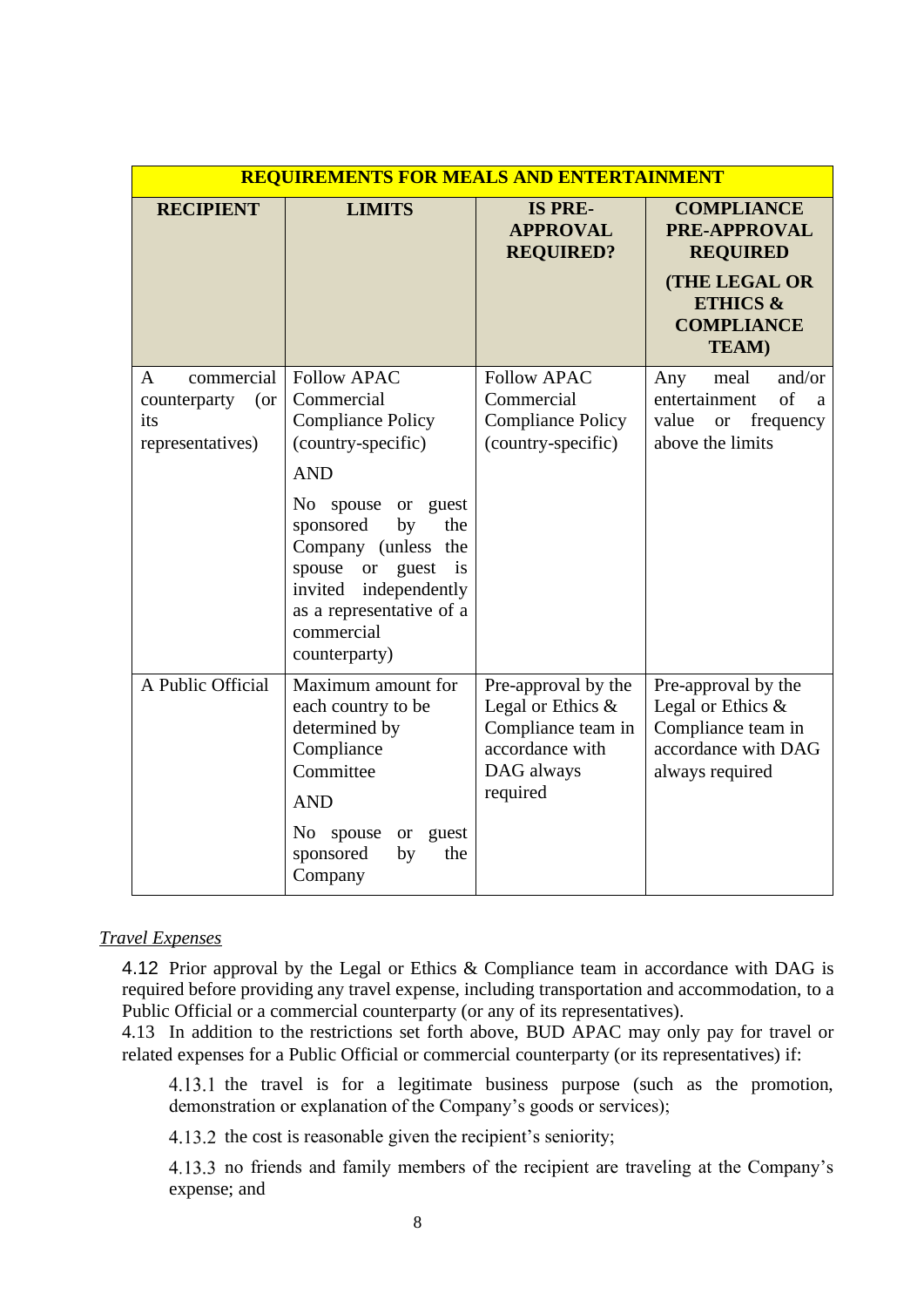| REQUIREMENTS FOR MEALS AND ENTERTAINMENT | | | |
|---|---|---|---|
| **RECIPIENT** | **LIMITS** | **IS PRE-APPROVAL REQUIRED?** | **COMPLIANCE PRE-APPROVAL REQUIRED (THE LEGAL OR ETHICS & COMPLIANCE TEAM)** |
| A commercial counterparty (or its representatives) | Follow APAC Commercial Compliance Policy (country-specific) AND No spouse or guest sponsored by the Company (unless the spouse or guest is invited independently as a representative of a commercial counterparty) | Follow APAC Commercial Compliance Policy (country-specific) | Any meal and/or entertainment of a value or frequency above the limits |
| A Public Official | Maximum amount for each country to be determined by Compliance Committee AND No spouse or guest sponsored by the Company | Pre-approval by the Legal or Ethics & Compliance team in accordance with DAG always required | Pre-approval by the Legal or Ethics & Compliance team in accordance with DAG always required |

*Travel Expenses*

4.12 Prior approval by the Legal or Ethics & Compliance team in accordance with DAG is required before providing any travel expense, including transportation and accommodation, to a Public Official or a commercial counterparty (or any of its representatives).

4.13 In addition to the restrictions set forth above, BUD APAC may only pay for travel or related expenses for a Public Official or commercial counterparty (or its representatives) if:

4.13.1 the travel is for a legitimate business purpose (such as the promotion, demonstration or explanation of the Company's goods or services);

4.13.2 the cost is reasonable given the recipient's seniority;

4.13.3 no friends and family members of the recipient are traveling at the Company's expense; and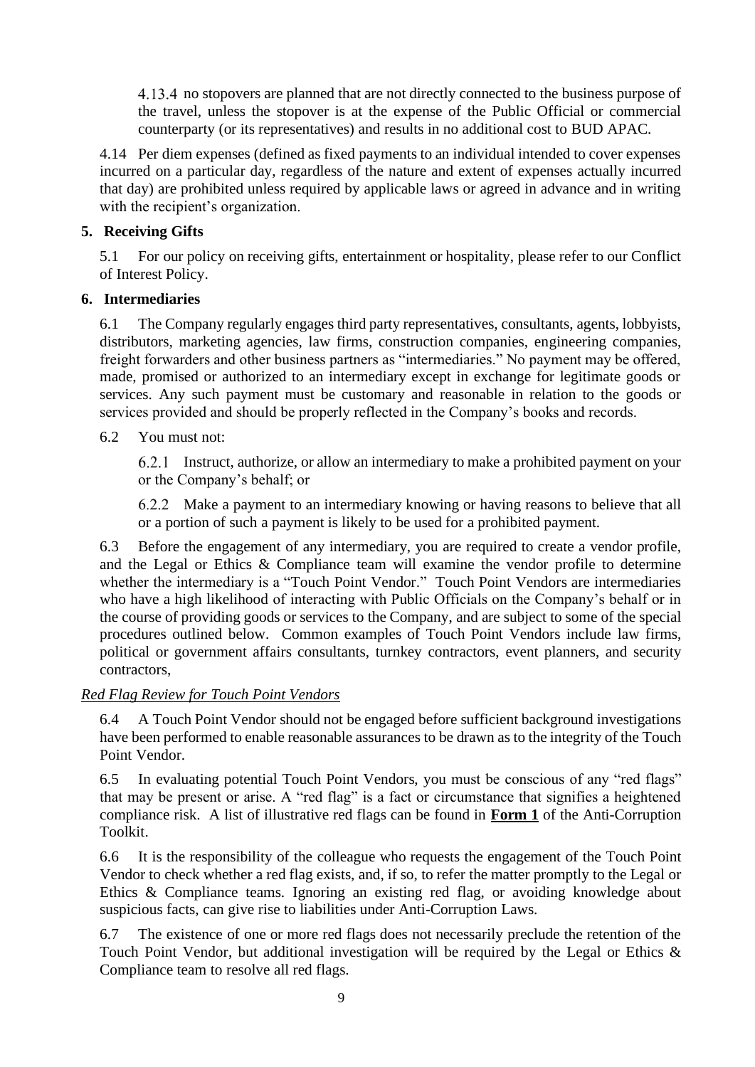4.13.4 no stopovers are planned that are not directly connected to the business purpose of the travel, unless the stopover is at the expense of the Public Official or commercial counterparty (or its representatives) and results in no additional cost to BUD APAC.

4.14 Per diem expenses (defined as fixed payments to an individual intended to cover expenses incurred on a particular day, regardless of the nature and extent of expenses actually incurred that day) are prohibited unless required by applicable laws or agreed in advance and in writing with the recipient's organization.

## 5. Receiving Gifts

5.1 For our policy on receiving gifts, entertainment or hospitality, please refer to our Conflict of Interest Policy.

## 6. Intermediaries

6.1 The Company regularly engages third party representatives, consultants, agents, lobbyists, distributors, marketing agencies, law firms, construction companies, engineering companies, freight forwarders and other business partners as "intermediaries." No payment may be offered, made, promised or authorized to an intermediary except in exchange for legitimate goods or services. Any such payment must be customary and reasonable in relation to the goods or services provided and should be properly reflected in the Company's books and records.

6.2 You must not:

6.2.1 Instruct, authorize, or allow an intermediary to make a prohibited payment on your or the Company's behalf; or

6.2.2 Make a payment to an intermediary knowing or having reasons to believe that all or a portion of such a payment is likely to be used for a prohibited payment.

6.3 Before the engagement of any intermediary, you are required to create a vendor profile, and the Legal or Ethics & Compliance team will examine the vendor profile to determine whether the intermediary is a "Touch Point Vendor." Touch Point Vendors are intermediaries who have a high likelihood of interacting with Public Officials on the Company's behalf or in the course of providing goods or services to the Company, and are subject to some of the special procedures outlined below. Common examples of Touch Point Vendors include law firms, political or government affairs consultants, turnkey contractors, event planners, and security contractors,

*Red Flag Review for Touch Point Vendors*

6.4 A Touch Point Vendor should not be engaged before sufficient background investigations have been performed to enable reasonable assurances to be drawn as to the integrity of the Touch Point Vendor.

6.5 In evaluating potential Touch Point Vendors, you must be conscious of any "red flags" that may be present or arise. A "red flag" is a fact or circumstance that signifies a heightened compliance risk. A list of illustrative red flags can be found in **Form 1** of the Anti-Corruption Toolkit.

6.6 It is the responsibility of the colleague who requests the engagement of the Touch Point Vendor to check whether a red flag exists, and, if so, to refer the matter promptly to the Legal or Ethics & Compliance teams. Ignoring an existing red flag, or avoiding knowledge about suspicious facts, can give rise to liabilities under Anti-Corruption Laws.

6.7 The existence of one or more red flags does not necessarily preclude the retention of the Touch Point Vendor, but additional investigation will be required by the Legal or Ethics & Compliance team to resolve all red flags.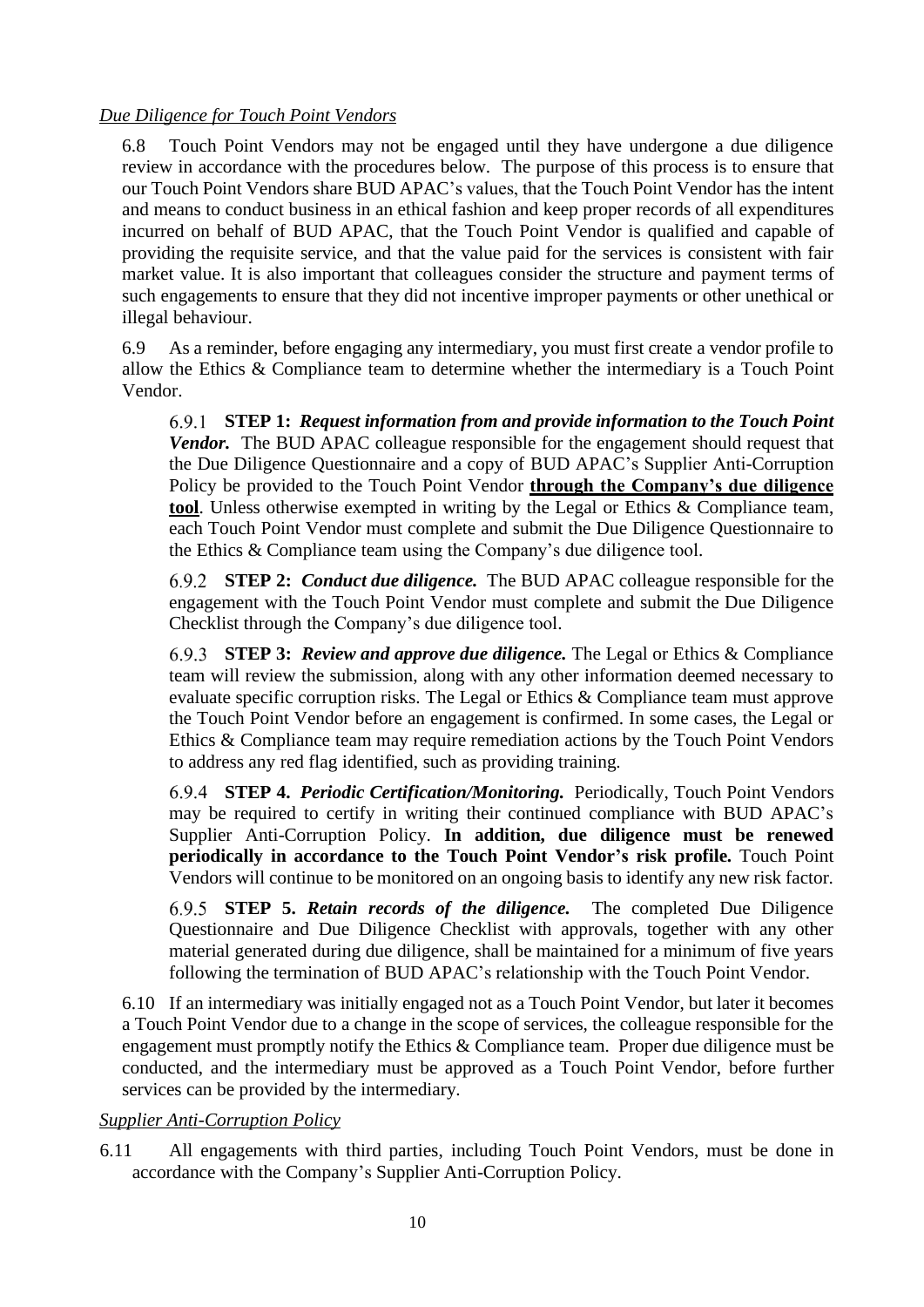*Due Diligence for Touch Point Vendors*

6.8 Touch Point Vendors may not be engaged until they have undergone a due diligence review in accordance with the procedures below. The purpose of this process is to ensure that our Touch Point Vendors share BUD APAC's values, that the Touch Point Vendor has the intent and means to conduct business in an ethical fashion and keep proper records of all expenditures incurred on behalf of BUD APAC, that the Touch Point Vendor is qualified and capable of providing the requisite service, and that the value paid for the services is consistent with fair market value. It is also important that colleagues consider the structure and payment terms of such engagements to ensure that they did not incentive improper payments or other unethical or illegal behaviour.

6.9 As a reminder, before engaging any intermediary, you must first create a vendor profile to allow the Ethics & Compliance team to determine whether the intermediary is a Touch Point Vendor.

> 6.9.1 **STEP 1:** ***Request information from and provide information to the Touch Point Vendor.*** The BUD APAC colleague responsible for the engagement should request that the Due Diligence Questionnaire and a copy of BUD APAC's Supplier Anti-Corruption Policy be provided to the Touch Point Vendor **through the Company's due diligence tool**. Unless otherwise exempted in writing by the Legal or Ethics & Compliance team, each Touch Point Vendor must complete and submit the Due Diligence Questionnaire to the Ethics & Compliance team using the Company's due diligence tool.
>
> 6.9.2 **STEP 2:** ***Conduct due diligence.*** The BUD APAC colleague responsible for the engagement with the Touch Point Vendor must complete and submit the Due Diligence Checklist through the Company's due diligence tool.
>
> 6.9.3 **STEP 3:** ***Review and approve due diligence.*** The Legal or Ethics & Compliance team will review the submission, along with any other information deemed necessary to evaluate specific corruption risks. The Legal or Ethics & Compliance team must approve the Touch Point Vendor before an engagement is confirmed. In some cases, the Legal or Ethics & Compliance team may require remediation actions by the Touch Point Vendors to address any red flag identified, such as providing training.
>
> 6.9.4 **STEP 4.** ***Periodic Certification/Monitoring.*** Periodically, Touch Point Vendors may be required to certify in writing their continued compliance with BUD APAC's Supplier Anti-Corruption Policy. **In addition, due diligence must be renewed periodically in accordance to the Touch Point Vendor's risk profile.** Touch Point Vendors will continue to be monitored on an ongoing basis to identify any new risk factor.
>
> 6.9.5 **STEP 5.** ***Retain records of the diligence.*** The completed Due Diligence Questionnaire and Due Diligence Checklist with approvals, together with any other material generated during due diligence, shall be maintained for a minimum of five years following the termination of BUD APAC's relationship with the Touch Point Vendor.

6.10 If an intermediary was initially engaged not as a Touch Point Vendor, but later it becomes a Touch Point Vendor due to a change in the scope of services, the colleague responsible for the engagement must promptly notify the Ethics & Compliance team. Proper due diligence must be conducted, and the intermediary must be approved as a Touch Point Vendor, before further services can be provided by the intermediary.

*Supplier Anti-Corruption Policy*

6.11 All engagements with third parties, including Touch Point Vendors, must be done in accordance with the Company's Supplier Anti-Corruption Policy.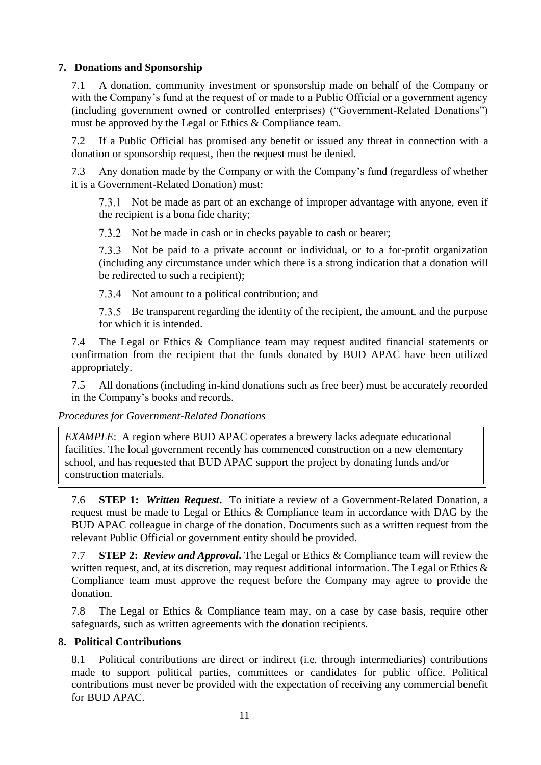## 7. Donations and Sponsorship

7.1 A donation, community investment or sponsorship made on behalf of the Company or with the Company's fund at the request of or made to a Public Official or a government agency (including government owned or controlled enterprises) ("Government-Related Donations") must be approved by the Legal or Ethics & Compliance team.

7.2 If a Public Official has promised any benefit or issued any threat in connection with a donation or sponsorship request, then the request must be denied.

7.3 Any donation made by the Company or with the Company's fund (regardless of whether it is a Government-Related Donation) must:

> 7.3.1 Not be made as part of an exchange of improper advantage with anyone, even if the recipient is a bona fide charity;
>
> 7.3.2 Not be made in cash or in checks payable to cash or bearer;
>
> 7.3.3 Not be paid to a private account or individual, or to a for-profit organization (including any circumstance under which there is a strong indication that a donation will be redirected to such a recipient);
>
> 7.3.4 Not amount to a political contribution; and
>
> 7.3.5 Be transparent regarding the identity of the recipient, the amount, and the purpose for which it is intended.

7.4 The Legal or Ethics & Compliance team may request audited financial statements or confirmation from the recipient that the funds donated by BUD APAC have been utilized appropriately.

7.5 All donations (including in-kind donations such as free beer) must be accurately recorded in the Company's books and records.

*Procedures for Government-Related Donations*

> *EXAMPLE*: A region where BUD APAC operates a brewery lacks adequate educational facilities. The local government recently has commenced construction on a new elementary school, and has requested that BUD APAC support the project by donating funds and/or construction materials.

7.6 **STEP 1: *Written Request*.** To initiate a review of a Government-Related Donation, a request must be made to Legal or Ethics & Compliance team in accordance with DAG by the BUD APAC colleague in charge of the donation. Documents such as a written request from the relevant Public Official or government entity should be provided.

7.7 **STEP 2: *Review and Approval*.** The Legal or Ethics & Compliance team will review the written request, and, at its discretion, may request additional information. The Legal or Ethics & Compliance team must approve the request before the Company may agree to provide the donation.

7.8 The Legal or Ethics & Compliance team may, on a case by case basis, require other safeguards, such as written agreements with the donation recipients.

## 8. Political Contributions

8.1 Political contributions are direct or indirect (i.e. through intermediaries) contributions made to support political parties, committees or candidates for public office. Political contributions must never be provided with the expectation of receiving any commercial benefit for BUD APAC.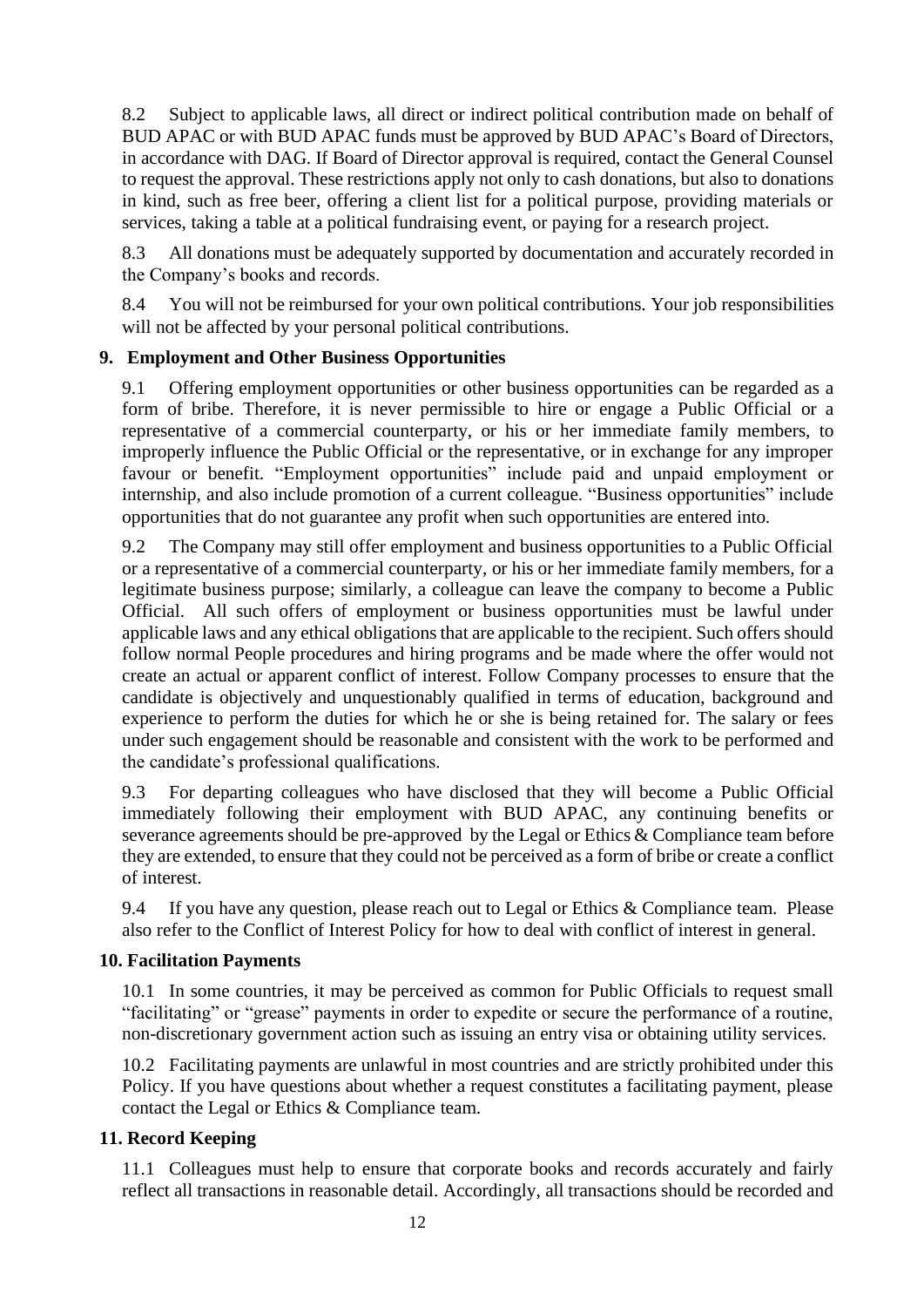8.2 Subject to applicable laws, all direct or indirect political contribution made on behalf of BUD APAC or with BUD APAC funds must be approved by BUD APAC's Board of Directors, in accordance with DAG. If Board of Director approval is required, contact the General Counsel to request the approval. These restrictions apply not only to cash donations, but also to donations in kind, such as free beer, offering a client list for a political purpose, providing materials or services, taking a table at a political fundraising event, or paying for a research project.

8.3 All donations must be adequately supported by documentation and accurately recorded in the Company's books and records.

8.4 You will not be reimbursed for your own political contributions. Your job responsibilities will not be affected by your personal political contributions.

## 9. Employment and Other Business Opportunities

9.1 Offering employment opportunities or other business opportunities can be regarded as a form of bribe. Therefore, it is never permissible to hire or engage a Public Official or a representative of a commercial counterparty, or his or her immediate family members, to improperly influence the Public Official or the representative, or in exchange for any improper favour or benefit. "Employment opportunities" include paid and unpaid employment or internship, and also include promotion of a current colleague. "Business opportunities" include opportunities that do not guarantee any profit when such opportunities are entered into.

9.2 The Company may still offer employment and business opportunities to a Public Official or a representative of a commercial counterparty, or his or her immediate family members, for a legitimate business purpose; similarly, a colleague can leave the company to become a Public Official. All such offers of employment or business opportunities must be lawful under applicable laws and any ethical obligations that are applicable to the recipient. Such offers should follow normal People procedures and hiring programs and be made where the offer would not create an actual or apparent conflict of interest. Follow Company processes to ensure that the candidate is objectively and unquestionably qualified in terms of education, background and experience to perform the duties for which he or she is being retained for. The salary or fees under such engagement should be reasonable and consistent with the work to be performed and the candidate's professional qualifications.

9.3 For departing colleagues who have disclosed that they will become a Public Official immediately following their employment with BUD APAC, any continuing benefits or severance agreements should be pre-approved by the Legal or Ethics & Compliance team before they are extended, to ensure that they could not be perceived as a form of bribe or create a conflict of interest.

9.4 If you have any question, please reach out to Legal or Ethics & Compliance team. Please also refer to the Conflict of Interest Policy for how to deal with conflict of interest in general.

## 10. Facilitation Payments

10.1 In some countries, it may be perceived as common for Public Officials to request small "facilitating" or "grease" payments in order to expedite or secure the performance of a routine, non-discretionary government action such as issuing an entry visa or obtaining utility services.

10.2 Facilitating payments are unlawful in most countries and are strictly prohibited under this Policy. If you have questions about whether a request constitutes a facilitating payment, please contact the Legal or Ethics & Compliance team.

## 11. Record Keeping

11.1 Colleagues must help to ensure that corporate books and records accurately and fairly reflect all transactions in reasonable detail. Accordingly, all transactions should be recorded and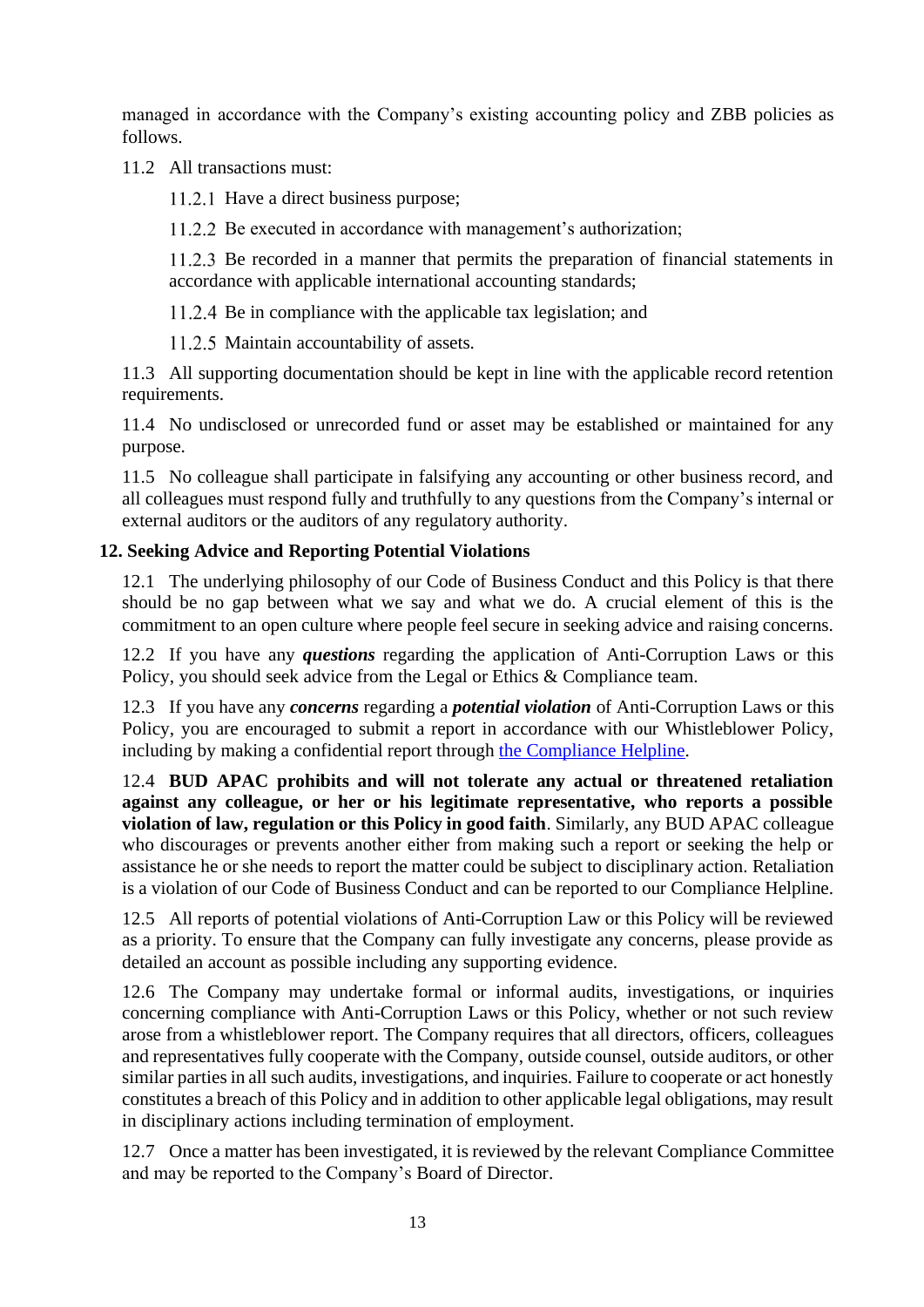managed in accordance with the Company's existing accounting policy and ZBB policies as follows.

11.2 All transactions must:

11.2.1 Have a direct business purpose;

11.2.2 Be executed in accordance with management's authorization;

11.2.3 Be recorded in a manner that permits the preparation of financial statements in accordance with applicable international accounting standards;

11.2.4 Be in compliance with the applicable tax legislation; and

11.2.5 Maintain accountability of assets.

11.3 All supporting documentation should be kept in line with the applicable record retention requirements.

11.4 No undisclosed or unrecorded fund or asset may be established or maintained for any purpose.

11.5 No colleague shall participate in falsifying any accounting or other business record, and all colleagues must respond fully and truthfully to any questions from the Company's internal or external auditors or the auditors of any regulatory authority.

## 12. Seeking Advice and Reporting Potential Violations

12.1 The underlying philosophy of our Code of Business Conduct and this Policy is that there should be no gap between what we say and what we do. A crucial element of this is the commitment to an open culture where people feel secure in seeking advice and raising concerns.

12.2 If you have any ***questions*** regarding the application of Anti-Corruption Laws or this Policy, you should seek advice from the Legal or Ethics & Compliance team.

12.3 If you have any ***concerns*** regarding a ***potential violation*** of Anti-Corruption Laws or this Policy, you are encouraged to submit a report in accordance with our Whistleblower Policy, including by making a confidential report through the Compliance Helpline.

12.4 **BUD APAC prohibits and will not tolerate any actual or threatened retaliation against any colleague, or her or his legitimate representative, who reports a possible violation of law, regulation or this Policy in good faith**. Similarly, any BUD APAC colleague who discourages or prevents another either from making such a report or seeking the help or assistance he or she needs to report the matter could be subject to disciplinary action. Retaliation is a violation of our Code of Business Conduct and can be reported to our Compliance Helpline.

12.5 All reports of potential violations of Anti-Corruption Law or this Policy will be reviewed as a priority. To ensure that the Company can fully investigate any concerns, please provide as detailed an account as possible including any supporting evidence.

12.6 The Company may undertake formal or informal audits, investigations, or inquiries concerning compliance with Anti-Corruption Laws or this Policy, whether or not such review arose from a whistleblower report. The Company requires that all directors, officers, colleagues and representatives fully cooperate with the Company, outside counsel, outside auditors, or other similar parties in all such audits, investigations, and inquiries. Failure to cooperate or act honestly constitutes a breach of this Policy and in addition to other applicable legal obligations, may result in disciplinary actions including termination of employment.

12.7 Once a matter has been investigated, it is reviewed by the relevant Compliance Committee and may be reported to the Company's Board of Director.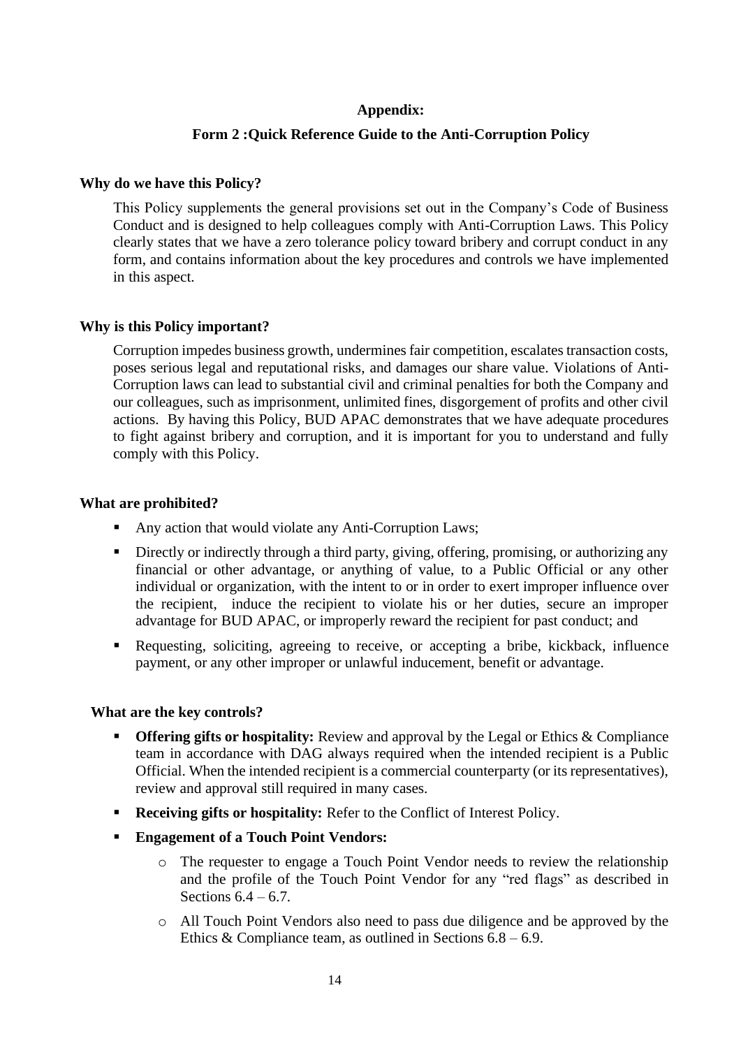**Appendix:**

**Form 2 :Quick Reference Guide to the Anti-Corruption Policy**

**Why do we have this Policy?**

This Policy supplements the general provisions set out in the Company's Code of Business Conduct and is designed to help colleagues comply with Anti-Corruption Laws. This Policy clearly states that we have a zero tolerance policy toward bribery and corrupt conduct in any form, and contains information about the key procedures and controls we have implemented in this aspect.

**Why is this Policy important?**

Corruption impedes business growth, undermines fair competition, escalates transaction costs, poses serious legal and reputational risks, and damages our share value. Violations of Anti-Corruption laws can lead to substantial civil and criminal penalties for both the Company and our colleagues, such as imprisonment, unlimited fines, disgorgement of profits and other civil actions. By having this Policy, BUD APAC demonstrates that we have adequate procedures to fight against bribery and corruption, and it is important for you to understand and fully comply with this Policy.

**What are prohibited?**

- Any action that would violate any Anti-Corruption Laws;
- Directly or indirectly through a third party, giving, offering, promising, or authorizing any financial or other advantage, or anything of value, to a Public Official or any other individual or organization, with the intent to or in order to exert improper influence over the recipient, induce the recipient to violate his or her duties, secure an improper advantage for BUD APAC, or improperly reward the recipient for past conduct; and
- Requesting, soliciting, agreeing to receive, or accepting a bribe, kickback, influence payment, or any other improper or unlawful inducement, benefit or advantage.

**What are the key controls?**

- **Offering gifts or hospitality:** Review and approval by the Legal or Ethics & Compliance team in accordance with DAG always required when the intended recipient is a Public Official. When the intended recipient is a commercial counterparty (or its representatives), review and approval still required in many cases.
- **Receiving gifts or hospitality:** Refer to the Conflict of Interest Policy.
- **Engagement of a Touch Point Vendors:**
    - The requester to engage a Touch Point Vendor needs to review the relationship and the profile of the Touch Point Vendor for any "red flags" as described in Sections 6.4 – 6.7.
    - All Touch Point Vendors also need to pass due diligence and be approved by the Ethics & Compliance team, as outlined in Sections 6.8 – 6.9.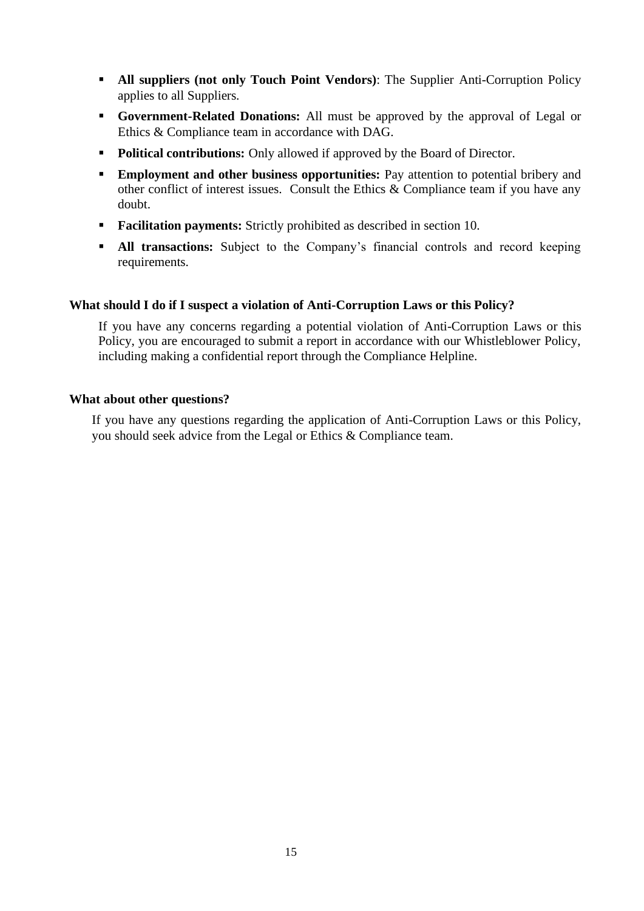- **All suppliers (not only Touch Point Vendors)**: The Supplier Anti-Corruption Policy applies to all Suppliers.
- **Government-Related Donations:** All must be approved by the approval of Legal or Ethics & Compliance team in accordance with DAG.
- **Political contributions:** Only allowed if approved by the Board of Director.
- **Employment and other business opportunities:** Pay attention to potential bribery and other conflict of interest issues. Consult the Ethics & Compliance team if you have any doubt.
- **Facilitation payments:** Strictly prohibited as described in section 10.
- **All transactions:** Subject to the Company's financial controls and record keeping requirements.

**What should I do if I suspect a violation of Anti-Corruption Laws or this Policy?**

If you have any concerns regarding a potential violation of Anti-Corruption Laws or this Policy, you are encouraged to submit a report in accordance with our Whistleblower Policy, including making a confidential report through the Compliance Helpline.

**What about other questions?**

If you have any questions regarding the application of Anti-Corruption Laws or this Policy, you should seek advice from the Legal or Ethics & Compliance team.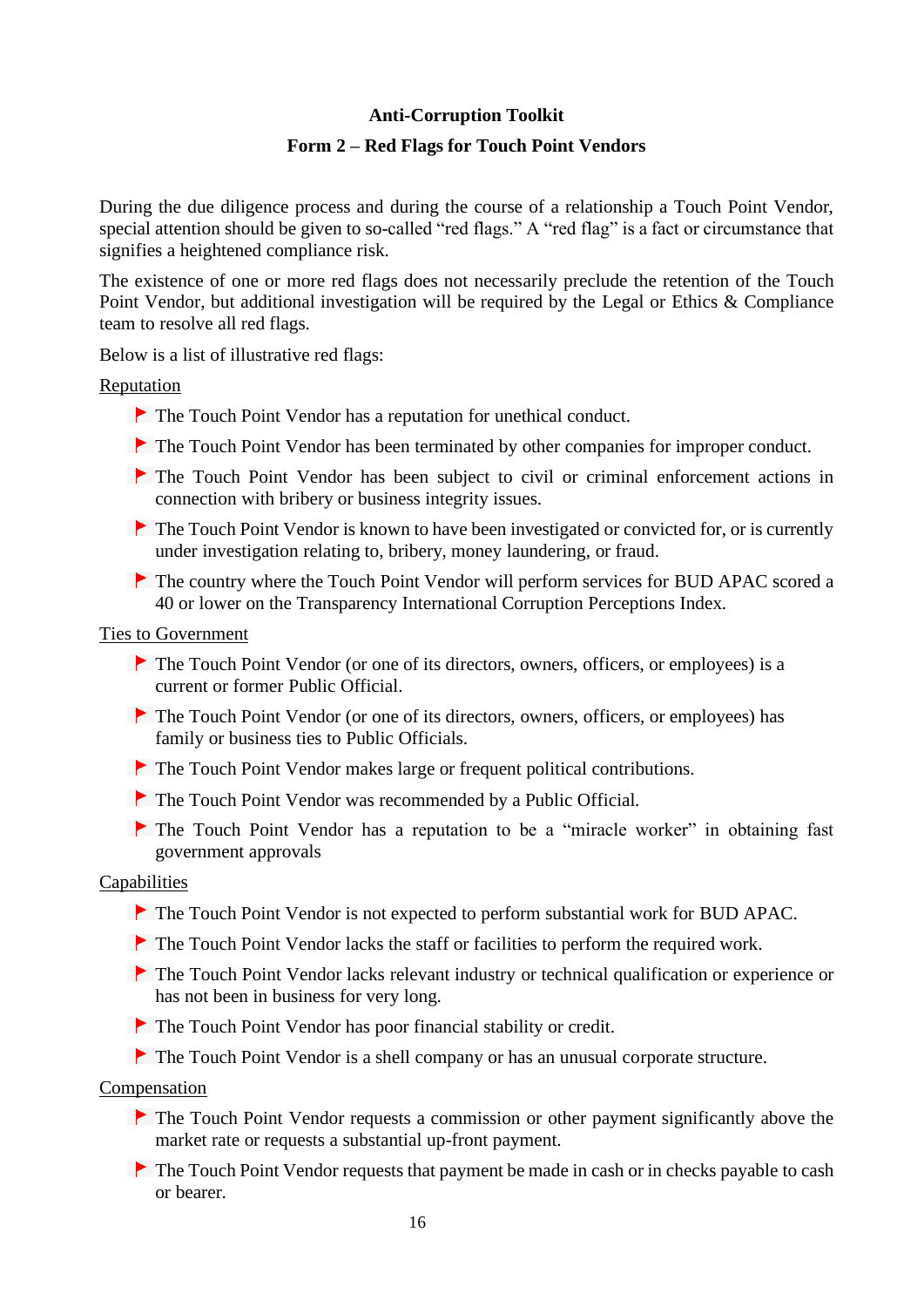**Anti-Corruption Toolkit**

**Form 2 – Red Flags for Touch Point Vendors**

During the due diligence process and during the course of a relationship a Touch Point Vendor, special attention should be given to so-called "red flags." A "red flag" is a fact or circumstance that signifies a heightened compliance risk.

The existence of one or more red flags does not necessarily preclude the retention of the Touch Point Vendor, but additional investigation will be required by the Legal or Ethics & Compliance team to resolve all red flags.

Below is a list of illustrative red flags:

<u>Reputation</u>

- The Touch Point Vendor has a reputation for unethical conduct.
- The Touch Point Vendor has been terminated by other companies for improper conduct.
- The Touch Point Vendor has been subject to civil or criminal enforcement actions in connection with bribery or business integrity issues.
- The Touch Point Vendor is known to have been investigated or convicted for, or is currently under investigation relating to, bribery, money laundering, or fraud.
- The country where the Touch Point Vendor will perform services for BUD APAC scored a 40 or lower on the Transparency International Corruption Perceptions Index.

<u>Ties to Government</u>

- The Touch Point Vendor (or one of its directors, owners, officers, or employees) is a current or former Public Official.
- The Touch Point Vendor (or one of its directors, owners, officers, or employees) has family or business ties to Public Officials.
- The Touch Point Vendor makes large or frequent political contributions.
- The Touch Point Vendor was recommended by a Public Official.
- The Touch Point Vendor has a reputation to be a "miracle worker" in obtaining fast government approvals

<u>Capabilities</u>

- The Touch Point Vendor is not expected to perform substantial work for BUD APAC.
- The Touch Point Vendor lacks the staff or facilities to perform the required work.
- The Touch Point Vendor lacks relevant industry or technical qualification or experience or has not been in business for very long.
- The Touch Point Vendor has poor financial stability or credit.
- The Touch Point Vendor is a shell company or has an unusual corporate structure.

<u>Compensation</u>

- The Touch Point Vendor requests a commission or other payment significantly above the market rate or requests a substantial up-front payment.
- The Touch Point Vendor requests that payment be made in cash or in checks payable to cash or bearer.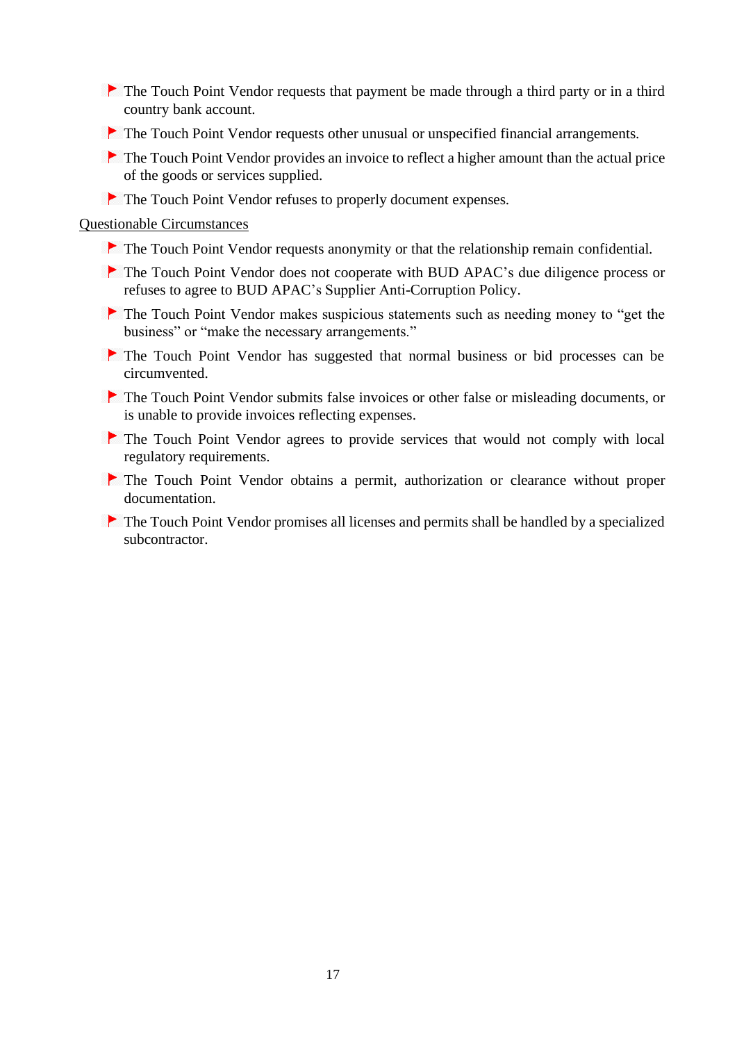- The Touch Point Vendor requests that payment be made through a third party or in a third country bank account.
- The Touch Point Vendor requests other unusual or unspecified financial arrangements.
- The Touch Point Vendor provides an invoice to reflect a higher amount than the actual price of the goods or services supplied.
- The Touch Point Vendor refuses to properly document expenses.

<u>Questionable Circumstances</u>

- The Touch Point Vendor requests anonymity or that the relationship remain confidential.
- The Touch Point Vendor does not cooperate with BUD APAC's due diligence process or refuses to agree to BUD APAC's Supplier Anti-Corruption Policy.
- The Touch Point Vendor makes suspicious statements such as needing money to "get the business" or "make the necessary arrangements."
- The Touch Point Vendor has suggested that normal business or bid processes can be circumvented.
- The Touch Point Vendor submits false invoices or other false or misleading documents, or is unable to provide invoices reflecting expenses.
- The Touch Point Vendor agrees to provide services that would not comply with local regulatory requirements.
- The Touch Point Vendor obtains a permit, authorization or clearance without proper documentation.
- The Touch Point Vendor promises all licenses and permits shall be handled by a specialized subcontractor.